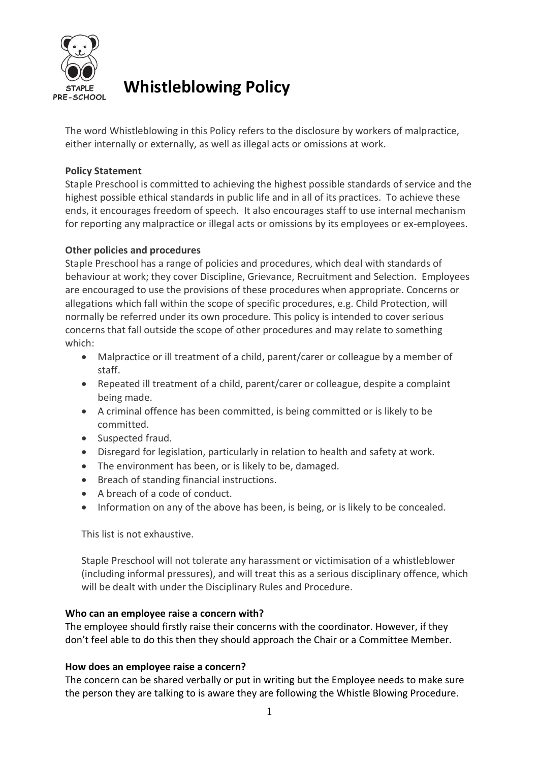# Whistleblowing Policy

The word Whistleblowing in this Policy refers to the disclosure by workers of malpractice, either internally or externally, as well as illegal acts or omissions at work.

**Policy Statement**

Staple Preschool is committed to achieving the highest possible standards of service and the highest possible ethical standards in public life and in all of its practices. To achieve these ends, it encourages freedom of speech. It also encourages staff to use internal mechanism for reporting any malpractice or illegal acts or omissions by its employees or ex-employees.

**Other policies and procedures**

Staple Preschool has a range of policies and procedures, which deal with standards of behaviour at work; they cover Discipline, Grievance, Recruitment and Selection. Employees are encouraged to use the provisions of these procedures when appropriate. Concerns or allegations which fall within the scope of specific procedures, e.g. Child Protection, will normally be referred under its own procedure. This policy is intended to cover serious concerns that fall outside the scope of other procedures and may relate to something which:

- Malpractice or ill treatment of a child, parent/carer or colleague by a member of staff.
- Repeated ill treatment of a child, parent/carer or colleague, despite a complaint being made.
- A criminal offence has been committed, is being committed or is likely to be committed.
- Suspected fraud.
- Disregard for legislation, particularly in relation to health and safety at work.
- The environment has been, or is likely to be, damaged.
- Breach of standing financial instructions.
- A breach of a code of conduct.
- Information on any of the above has been, is being, or is likely to be concealed.

This list is not exhaustive.

Staple Preschool will not tolerate any harassment or victimisation of a whistleblower (including informal pressures), and will treat this as a serious disciplinary offence, which will be dealt with under the Disciplinary Rules and Procedure.

**Who can an employee raise a concern with?**

The employee should firstly raise their concerns with the coordinator. However, if they don't feel able to do this then they should approach the Chair or a Committee Member.

**How does an employee raise a concern?**

The concern can be shared verbally or put in writing but the Employee needs to make sure the person they are talking to is aware they are following the Whistle Blowing Procedure.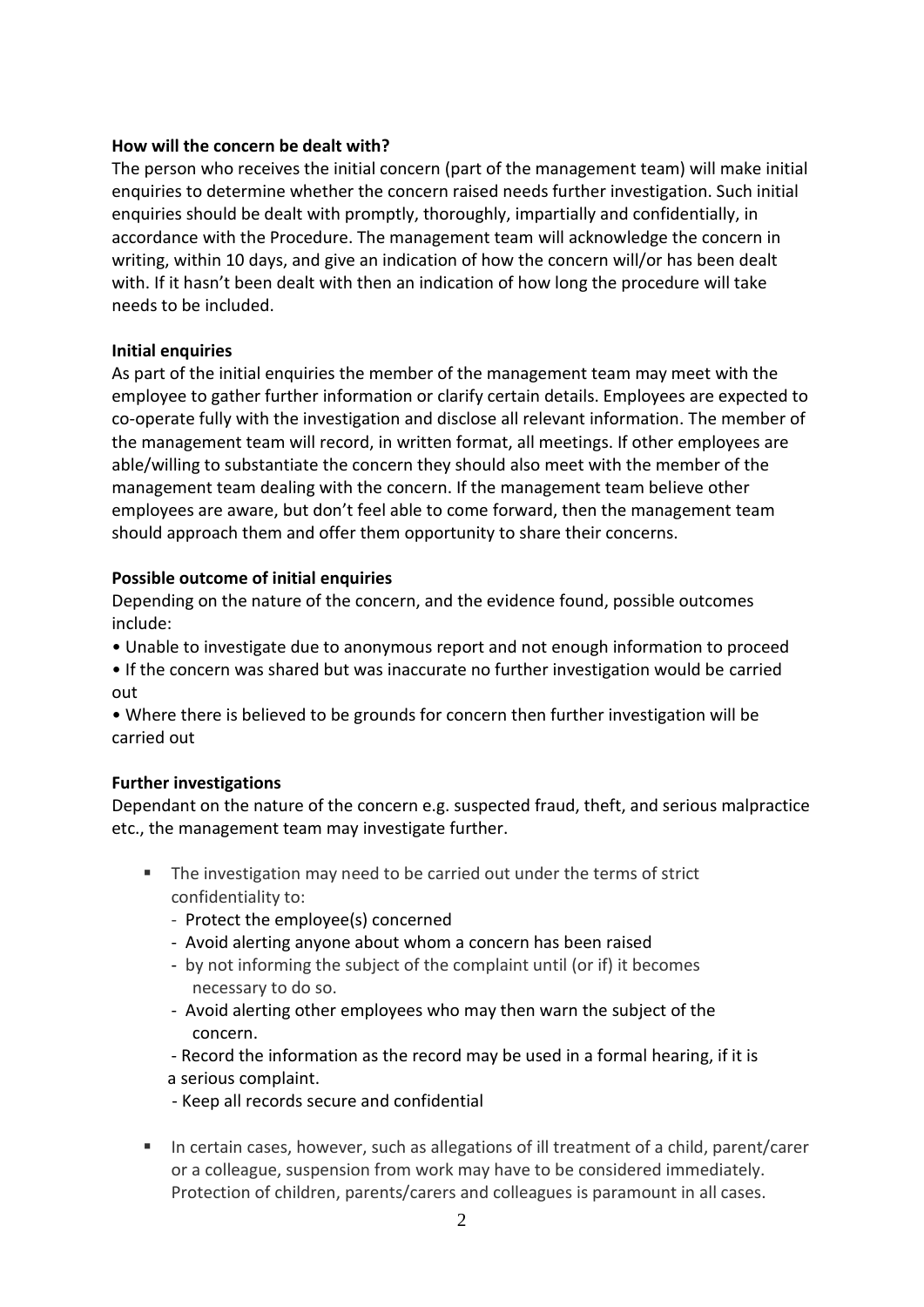**How will the concern be dealt with?**

The person who receives the initial concern (part of the management team) will make initial enquiries to determine whether the concern raised needs further investigation. Such initial enquiries should be dealt with promptly, thoroughly, impartially and confidentially, in accordance with the Procedure. The management team will acknowledge the concern in writing, within 10 days, and give an indication of how the concern will/or has been dealt with. If it hasn't been dealt with then an indication of how long the procedure will take needs to be included.

**Initial enquiries**

As part of the initial enquiries the member of the management team may meet with the employee to gather further information or clarify certain details. Employees are expected to co-operate fully with the investigation and disclose all relevant information. The member of the management team will record, in written format, all meetings. If other employees are able/willing to substantiate the concern they should also meet with the member of the management team dealing with the concern. If the management team believe other employees are aware, but don't feel able to come forward, then the management team should approach them and offer them opportunity to share their concerns.

**Possible outcome of initial enquiries**

Depending on the nature of the concern, and the evidence found, possible outcomes include:

- Unable to investigate due to anonymous report and not enough information to proceed
- If the concern was shared but was inaccurate no further investigation would be carried out
- Where there is believed to be grounds for concern then further investigation will be carried out

**Further investigations**

Dependant on the nature of the concern e.g. suspected fraud, theft, and serious malpractice etc., the management team may investigate further.

- The investigation may need to be carried out under the terms of strict confidentiality to:
  - Protect the employee(s) concerned
  - Avoid alerting anyone about whom a concern has been raised
  - by not informing the subject of the complaint until (or if) it becomes necessary to do so.
  - Avoid alerting other employees who may then warn the subject of the concern.
  - Record the information as the record may be used in a formal hearing, if it is a serious complaint.
  - Keep all records secure and confidential
- In certain cases, however, such as allegations of ill treatment of a child, parent/carer or a colleague, suspension from work may have to be considered immediately. Protection of children, parents/carers and colleagues is paramount in all cases.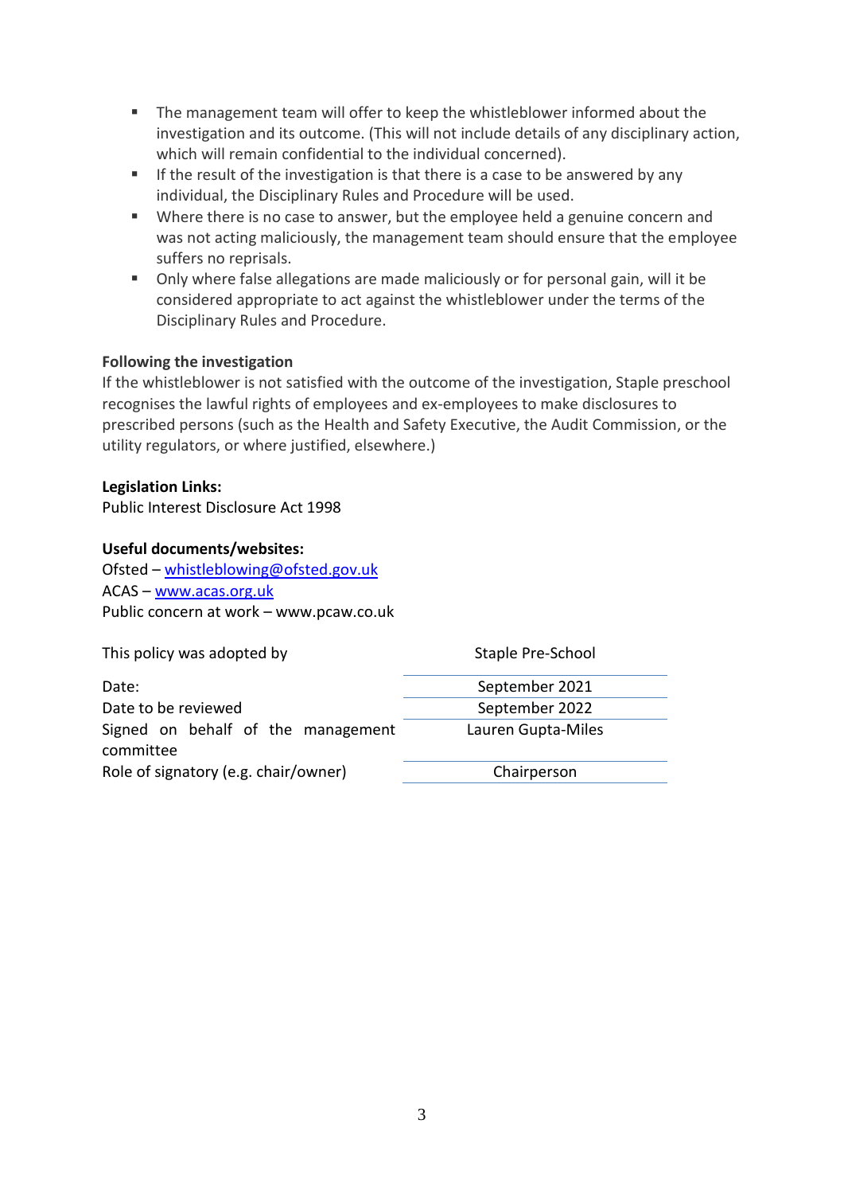- The management team will offer to keep the whistleblower informed about the investigation and its outcome. (This will not include details of any disciplinary action, which will remain confidential to the individual concerned).
- If the result of the investigation is that there is a case to be answered by any individual, the Disciplinary Rules and Procedure will be used.
- Where there is no case to answer, but the employee held a genuine concern and was not acting maliciously, the management team should ensure that the employee suffers no reprisals.
- Only where false allegations are made maliciously or for personal gain, will it be considered appropriate to act against the whistleblower under the terms of the Disciplinary Rules and Procedure.

**Following the investigation**

If the whistleblower is not satisfied with the outcome of the investigation, Staple preschool recognises the lawful rights of employees and ex-employees to make disclosures to prescribed persons (such as the Health and Safety Executive, the Audit Commission, or the utility regulators, or where justified, elsewhere.)

**Legislation Links:**

Public Interest Disclosure Act 1998

**Useful documents/websites:**

Ofsted – whistleblowing@ofsted.gov.uk
ACAS – www.acas.org.uk
Public concern at work – www.pcaw.co.uk

| | |
|---|---|
| This policy was adopted by | Staple Pre-School |
| Date: | September 2021 |
| Date to be reviewed | September 2022 |
| Signed on behalf of the management committee | Lauren Gupta-Miles |
| Role of signatory (e.g. chair/owner) | Chairperson |